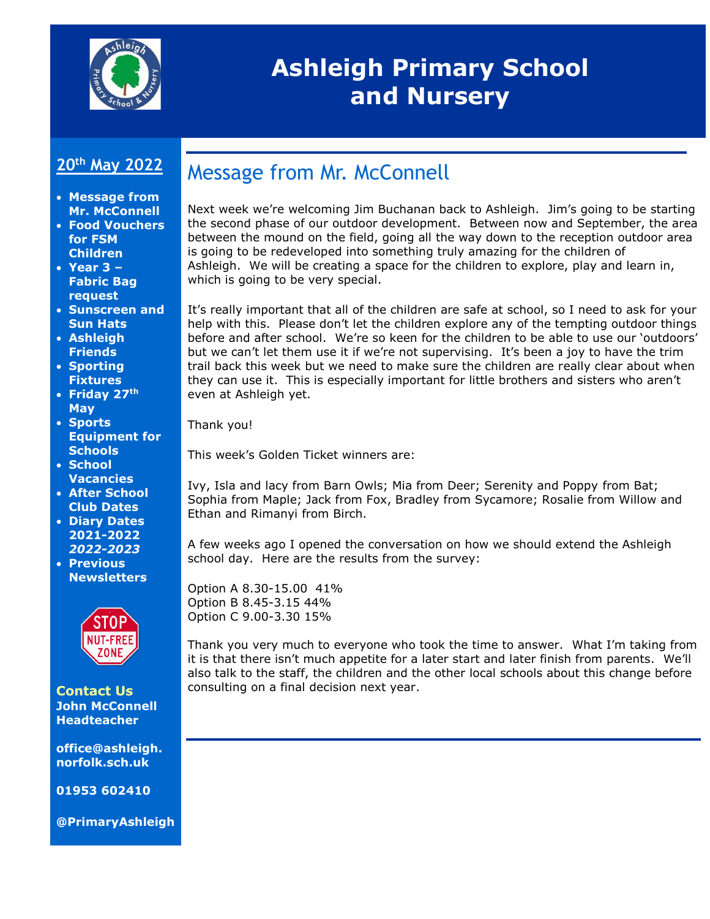# Ashleigh Primary School and Nursery

## 20th May 2022

- **Message from Mr. McConnell**
- **Food Vouchers for FSM Children**
- **Year 3 – Fabric Bag request**
- **Sunscreen and Sun Hats**
- **Ashleigh Friends**
- **Sporting Fixtures**
- **Friday 27th May**
- **Sports Equipment for Schools**
- **School Vacancies**
- **After School Club Dates**
- **Diary Dates 2021-2022** ***2022-2023***
- **Previous Newsletters**

STOP NUT-FREE ZONE

**Contact Us**
**John McConnell Headteacher**

**office@ashleigh.norfolk.sch.uk**

**01953 602410**

**@PrimaryAshleigh**

## Message from Mr. McConnell

Next week we're welcoming Jim Buchanan back to Ashleigh. Jim's going to be starting the second phase of our outdoor development. Between now and September, the area between the mound on the field, going all the way down to the reception outdoor area is going to be redeveloped into something truly amazing for the children of Ashleigh. We will be creating a space for the children to explore, play and learn in, which is going to be very special.

It's really important that all of the children are safe at school, so I need to ask for your help with this. Please don't let the children explore any of the tempting outdoor things before and after school. We're so keen for the children to be able to use our 'outdoors' but we can't let them use it if we're not supervising. It's been a joy to have the trim trail back this week but we need to make sure the children are really clear about when they can use it. This is especially important for little brothers and sisters who aren't even at Ashleigh yet.

Thank you!

This week's Golden Ticket winners are:

Ivy, Isla and lacy from Barn Owls; Mia from Deer; Serenity and Poppy from Bat; Sophia from Maple; Jack from Fox, Bradley from Sycamore; Rosalie from Willow and Ethan and Rimanyi from Birch.

A few weeks ago I opened the conversation on how we should extend the Ashleigh school day. Here are the results from the survey:

Option A 8.30-15.00 41%
Option B 8.45-3.15 44%
Option C 9.00-3.30 15%

Thank you very much to everyone who took the time to answer. What I'm taking from it is that there isn't much appetite for a later start and later finish from parents. We'll also talk to the staff, the children and the other local schools about this change before consulting on a final decision next year.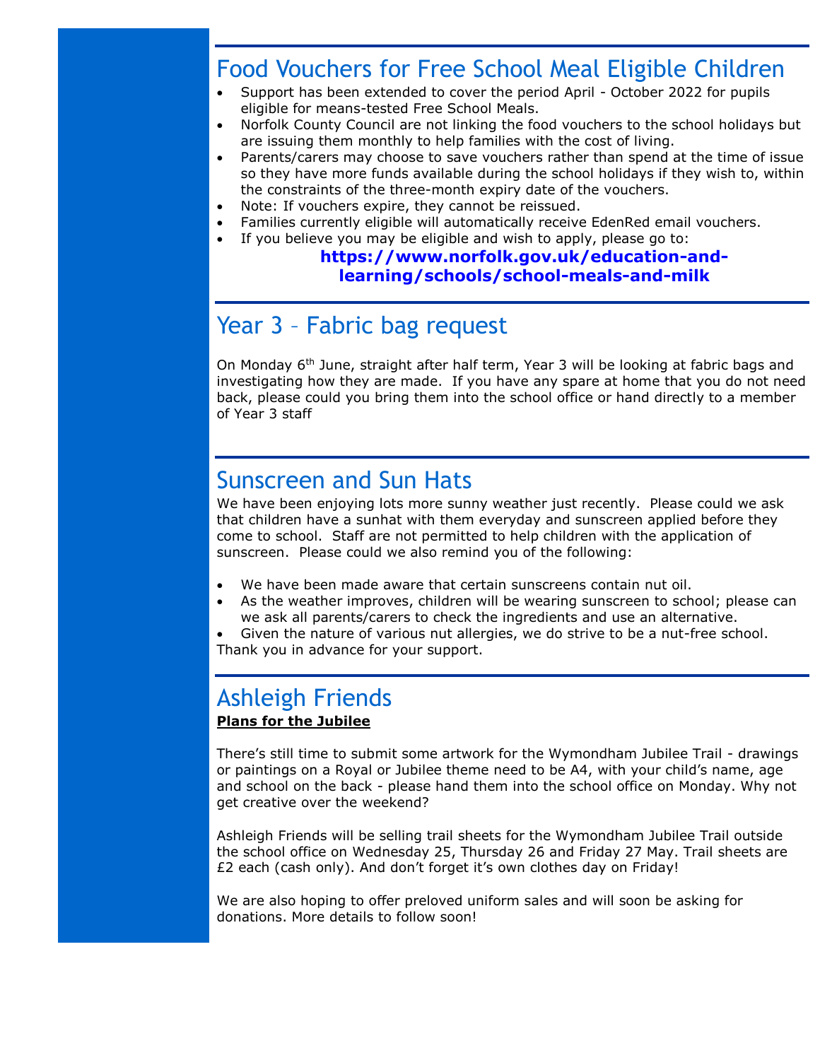## Food Vouchers for Free School Meal Eligible Children

- Support has been extended to cover the period April - October 2022 for pupils eligible for means-tested Free School Meals.
- Norfolk County Council are not linking the food vouchers to the school holidays but are issuing them monthly to help families with the cost of living.
- Parents/carers may choose to save vouchers rather than spend at the time of issue so they have more funds available during the school holidays if they wish to, within the constraints of the three-month expiry date of the vouchers.
- Note: If vouchers expire, they cannot be reissued.
- Families currently eligible will automatically receive EdenRed email vouchers.
- If you believe you may be eligible and wish to apply, please go to:

**https://www.norfolk.gov.uk/education-and-learning/schools/school-meals-and-milk**

## Year 3 – Fabric bag request

On Monday 6th June, straight after half term, Year 3 will be looking at fabric bags and investigating how they are made. If you have any spare at home that you do not need back, please could you bring them into the school office or hand directly to a member of Year 3 staff

## Sunscreen and Sun Hats

We have been enjoying lots more sunny weather just recently. Please could we ask that children have a sunhat with them everyday and sunscreen applied before they come to school. Staff are not permitted to help children with the application of sunscreen. Please could we also remind you of the following:

- We have been made aware that certain sunscreens contain nut oil.
- As the weather improves, children will be wearing sunscreen to school; please can we ask all parents/carers to check the ingredients and use an alternative.
- Given the nature of various nut allergies, we do strive to be a nut-free school.

Thank you in advance for your support.

## Ashleigh Friends

**Plans for the Jubilee**

There's still time to submit some artwork for the Wymondham Jubilee Trail - drawings or paintings on a Royal or Jubilee theme need to be A4, with your child's name, age and school on the back - please hand them into the school office on Monday. Why not get creative over the weekend?

Ashleigh Friends will be selling trail sheets for the Wymondham Jubilee Trail outside the school office on Wednesday 25, Thursday 26 and Friday 27 May. Trail sheets are £2 each (cash only). And don't forget it's own clothes day on Friday!

We are also hoping to offer preloved uniform sales and will soon be asking for donations. More details to follow soon!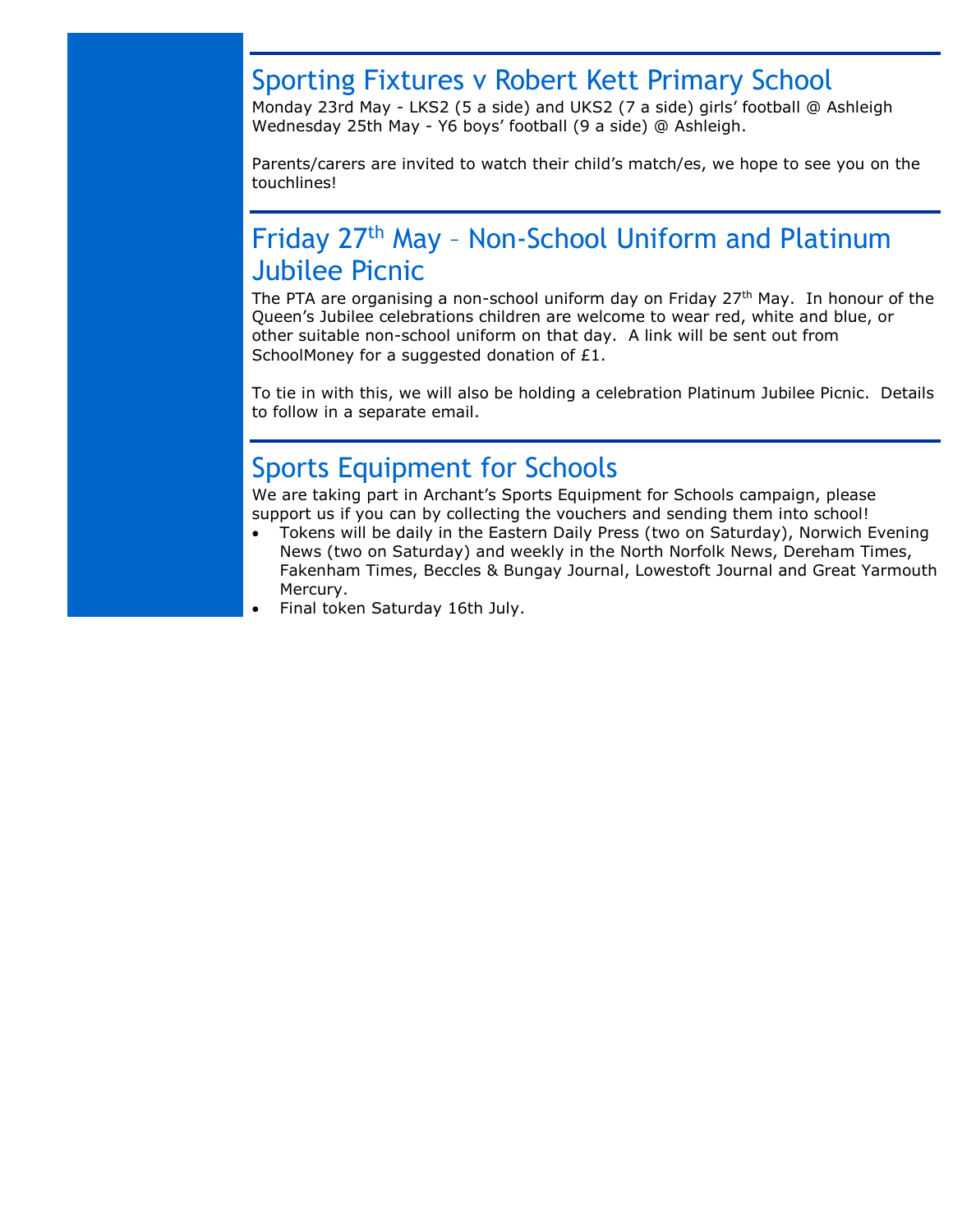## Sporting Fixtures v Robert Kett Primary School

Monday 23rd May - LKS2 (5 a side) and UKS2 (7 a side) girls' football @ Ashleigh
Wednesday 25th May - Y6 boys' football (9 a side) @ Ashleigh.

Parents/carers are invited to watch their child's match/es, we hope to see you on the touchlines!

## Friday 27th May – Non-School Uniform and Platinum Jubilee Picnic

The PTA are organising a non-school uniform day on Friday 27th May. In honour of the Queen's Jubilee celebrations children are welcome to wear red, white and blue, or other suitable non-school uniform on that day. A link will be sent out from SchoolMoney for a suggested donation of £1.

To tie in with this, we will also be holding a celebration Platinum Jubilee Picnic. Details to follow in a separate email.

## Sports Equipment for Schools

We are taking part in Archant's Sports Equipment for Schools campaign, please support us if you can by collecting the vouchers and sending them into school!

- Tokens will be daily in the Eastern Daily Press (two on Saturday), Norwich Evening News (two on Saturday) and weekly in the North Norfolk News, Dereham Times, Fakenham Times, Beccles & Bungay Journal, Lowestoft Journal and Great Yarmouth Mercury.
- Final token Saturday 16th July.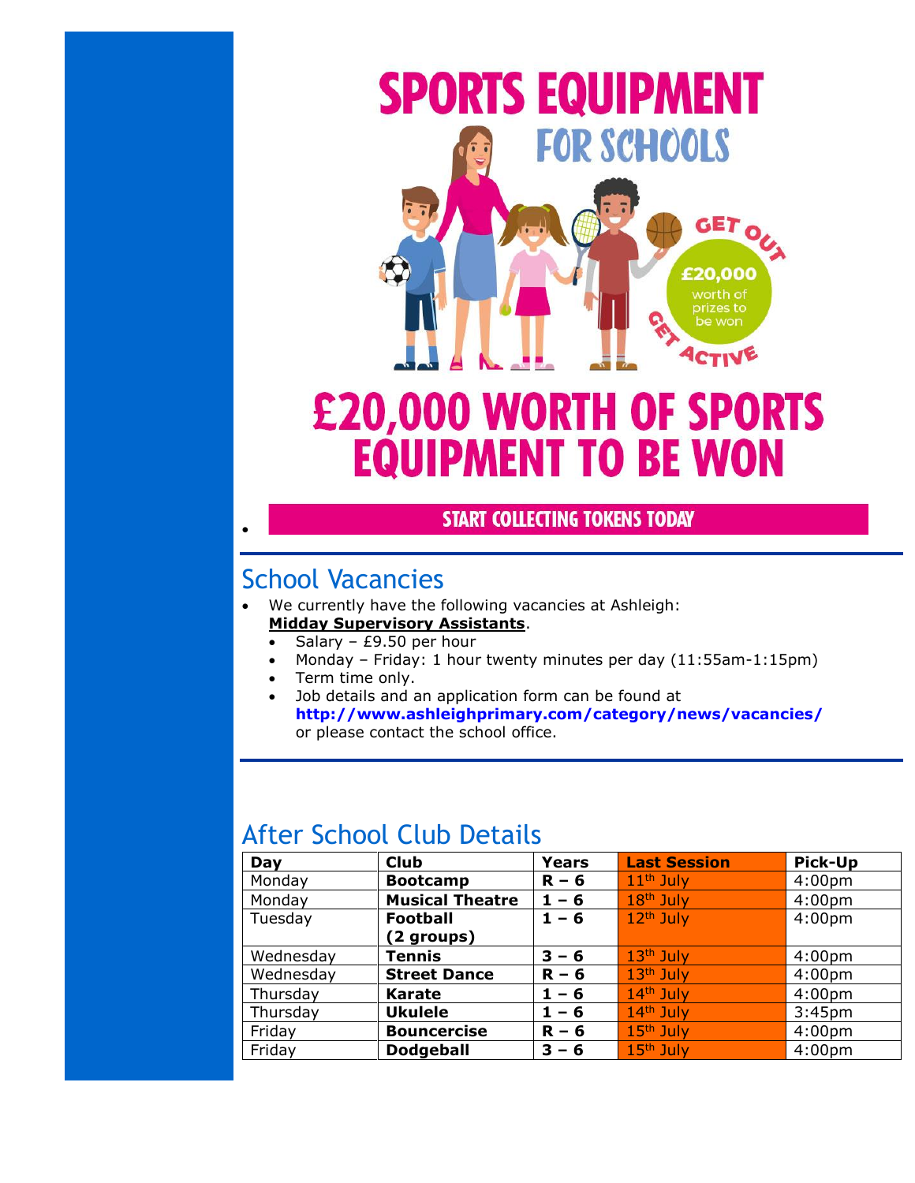# SPORTS EQUIPMENT FOR SCHOOLS

GET OUT GET ACTIVE

£20,000 worth of prizes to be won

# £20,000 WORTH OF SPORTS EQUIPMENT TO BE WON

- **START COLLECTING TOKENS TODAY**

## School Vacancies

- We currently have the following vacancies at Ashleigh:
  **Midday Supervisory Assistants**.
  - Salary – £9.50 per hour
  - Monday – Friday: 1 hour twenty minutes per day (11:55am-1:15pm)
  - Term time only.
  - Job details and an application form can be found at **http://www.ashleighprimary.com/category/news/vacancies/** or please contact the school office.

## After School Club Details

| Day | Club | Years | Last Session | Pick-Up |
|---|---|---|---|---|
| Monday | **Bootcamp** | **R – 6** | 11th July | 4:00pm |
| Monday | **Musical Theatre** | **1 – 6** | 18th July | 4:00pm |
| Tuesday | **Football (2 groups)** | **1 – 6** | 12th July | 4:00pm |
| Wednesday | **Tennis** | **3 – 6** | 13th July | 4:00pm |
| Wednesday | **Street Dance** | **R – 6** | 13th July | 4:00pm |
| Thursday | **Karate** | **1 – 6** | 14th July | 4:00pm |
| Thursday | **Ukulele** | **1 – 6** | 14th July | 3:45pm |
| Friday | **Bouncercise** | **R – 6** | 15th July | 4:00pm |
| Friday | **Dodgeball** | **3 – 6** | 15th July | 4:00pm |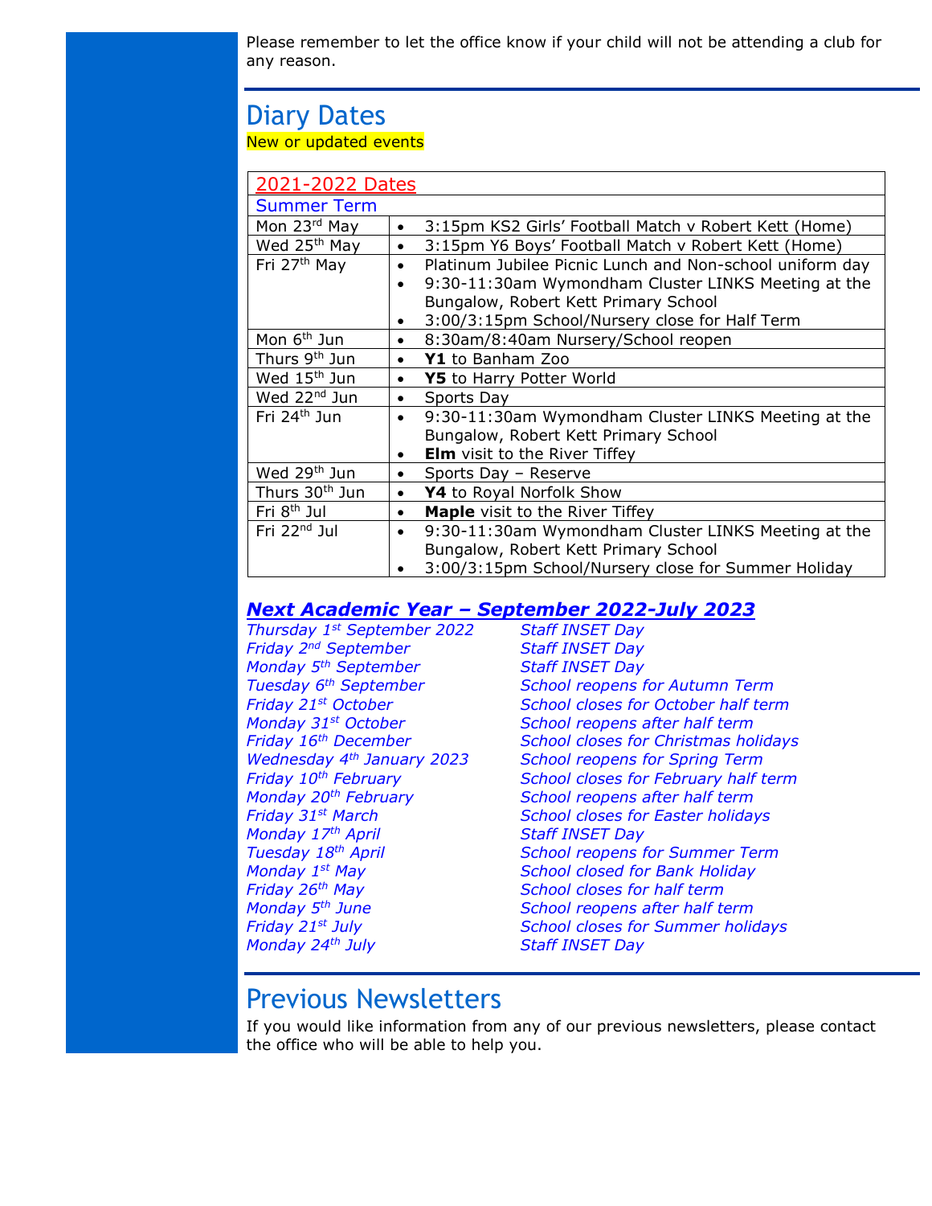Please remember to let the office know if your child will not be attending a club for any reason.

## Diary Dates

New or updated events

| 2021-2022 Dates | |
|---|---|
| Summer Term | |
| Mon 23rd May | • 3:15pm KS2 Girls' Football Match v Robert Kett (Home) |
| Wed 25th May | • 3:15pm Y6 Boys' Football Match v Robert Kett (Home) |
| Fri 27th May | • Platinum Jubilee Picnic Lunch and Non-school uniform day<br>• 9:30-11:30am Wymondham Cluster LINKS Meeting at the Bungalow, Robert Kett Primary School<br>• 3:00/3:15pm School/Nursery close for Half Term |
| Mon 6th Jun | • 8:30am/8:40am Nursery/School reopen |
| Thurs 9th Jun | • **Y1** to Banham Zoo |
| Wed 15th Jun | • **Y5** to Harry Potter World |
| Wed 22nd Jun | • Sports Day |
| Fri 24th Jun | • 9:30-11:30am Wymondham Cluster LINKS Meeting at the Bungalow, Robert Kett Primary School<br>• **Elm** visit to the River Tiffey |
| Wed 29th Jun | • Sports Day – Reserve |
| Thurs 30th Jun | • **Y4** to Royal Norfolk Show |
| Fri 8th Jul | • **Maple** visit to the River Tiffey |
| Fri 22nd Jul | • 9:30-11:30am Wymondham Cluster LINKS Meeting at the Bungalow, Robert Kett Primary School<br>• 3:00/3:15pm School/Nursery close for Summer Holiday |

***Next Academic Year – September 2022-July 2023***

| | |
|---|---|
| *Thursday 1st September 2022* | *Staff INSET Day* |
| *Friday 2nd September* | *Staff INSET Day* |
| *Monday 5th September* | *Staff INSET Day* |
| *Tuesday 6th September* | *School reopens for Autumn Term* |
| *Friday 21st October* | *School closes for October half term* |
| *Monday 31st October* | *School reopens after half term* |
| *Friday 16th December* | *School closes for Christmas holidays* |
| *Wednesday 4th January 2023* | *School reopens for Spring Term* |
| *Friday 10th February* | *School closes for February half term* |
| *Monday 20th February* | *School reopens after half term* |
| *Friday 31st March* | *School closes for Easter holidays* |
| *Monday 17th April* | *Staff INSET Day* |
| *Tuesday 18th April* | *School reopens for Summer Term* |
| *Monday 1st May* | *School closed for Bank Holiday* |
| *Friday 26th May* | *School closes for half term* |
| *Monday 5th June* | *School reopens after half term* |
| *Friday 21st July* | *School closes for Summer holidays* |
| *Monday 24th July* | *Staff INSET Day* |

## Previous Newsletters

If you would like information from any of our previous newsletters, please contact the office who will be able to help you.